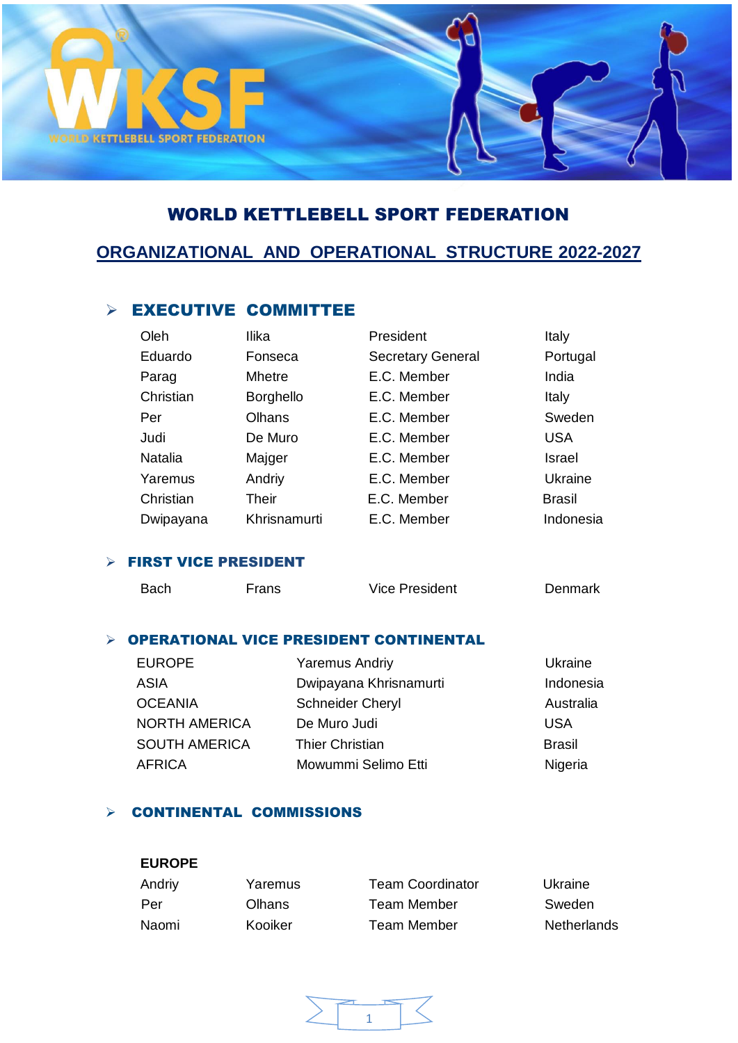# WORLD KETTLEBELL SPORT FEDERATION

## ORGANIZATIONAL AND OPERATIONAL STRUCTURE 2022-2027

### EXECUTIVE COMMITTEE

| | | | |
|---|---|---|---|
| Oleh | Ilika | President | Italy |
| Eduardo | Fonseca | Secretary General | Portugal |
| Parag | Mhetre | E.C. Member | India |
| Christian | Borghello | E.C. Member | Italy |
| Per | Olhans | E.C. Member | Sweden |
| Judi | De Muro | E.C. Member | USA |
| Natalia | Majger | E.C. Member | Israel |
| Yaremus | Andriy | E.C. Member | Ukraine |
| Christian | Their | E.C. Member | Brasil |
| Dwipayana | Khrisnamurti | E.C. Member | Indonesia |

### FIRST VICE PRESIDENT

| | | | |
|---|---|---|---|
| Bach | Frans | Vice President | Denmark |

### OPERATIONAL VICE PRESIDENT CONTINENTAL

| | | |
|---|---|---|
| EUROPE | Yaremus Andriy | Ukraine |
| ASIA | Dwipayana Khrisnamurti | Indonesia |
| OCEANIA | Schneider Cheryl | Australia |
| NORTH AMERICA | De Muro Judi | USA |
| SOUTH AMERICA | Thier Christian | Brasil |
| AFRICA | Mowummi Selimo Etti | Nigeria |

### CONTINENTAL COMMISSIONS

**EUROPE**

| | | | |
|---|---|---|---|
| Andriy | Yaremus | Team Coordinator | Ukraine |
| Per | Olhans | Team Member | Sweden |
| Naomi | Kooiker | Team Member | Netherlands |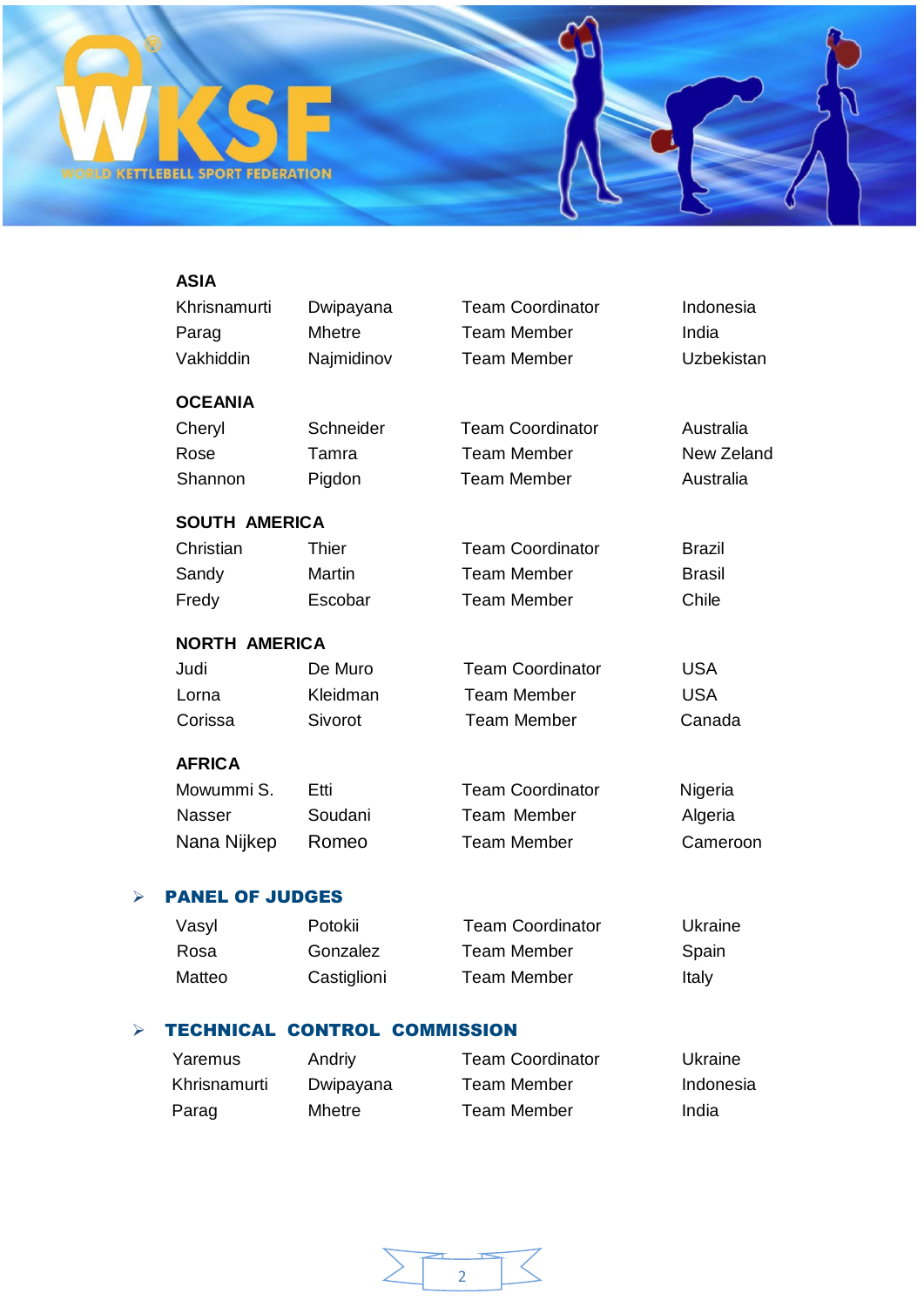### ASIA

| | | | |
|---|---|---|---|
| Khrisnamurti | Dwipayana | Team Coordinator | Indonesia |
| Parag | Mhetre | Team Member | India |
| Vakhiddin | Najmidinov | Team Member | Uzbekistan |

### OCEANIA

| | | | |
|---|---|---|---|
| Cheryl | Schneider | Team Coordinator | Australia |
| Rose | Tamra | Team Member | New Zeland |
| Shannon | Pigdon | Team Member | Australia |

### SOUTH AMERICA

| | | | |
|---|---|---|---|
| Christian | Thier | Team Coordinator | Brazil |
| Sandy | Martin | Team Member | Brasil |
| Fredy | Escobar | Team Member | Chile |

### NORTH AMERICA

| | | | |
|---|---|---|---|
| Judi | De Muro | Team Coordinator | USA |
| Lorna | Kleidman | Team Member | USA |
| Corissa | Sivorot | Team Member | Canada |

### AFRICA

| | | | |
|---|---|---|---|
| Mowummi S. | Etti | Team Coordinator | Nigeria |
| Nasser | Soudani | Team Member | Algeria |
| Nana Nijkep | Romeo | Team Member | Cameroon |

## PANEL OF JUDGES

| | | | |
|---|---|---|---|
| Vasyl | Potokii | Team Coordinator | Ukraine |
| Rosa | Gonzalez | Team Member | Spain |
| Matteo | Castiglioni | Team Member | Italy |

## TECHNICAL CONTROL COMMISSION

| | | | |
|---|---|---|---|
| Yaremus | Andriy | Team Coordinator | Ukraine |
| Khrisnamurti | Dwipayana | Team Member | Indonesia |
| Parag | Mhetre | Team Member | India |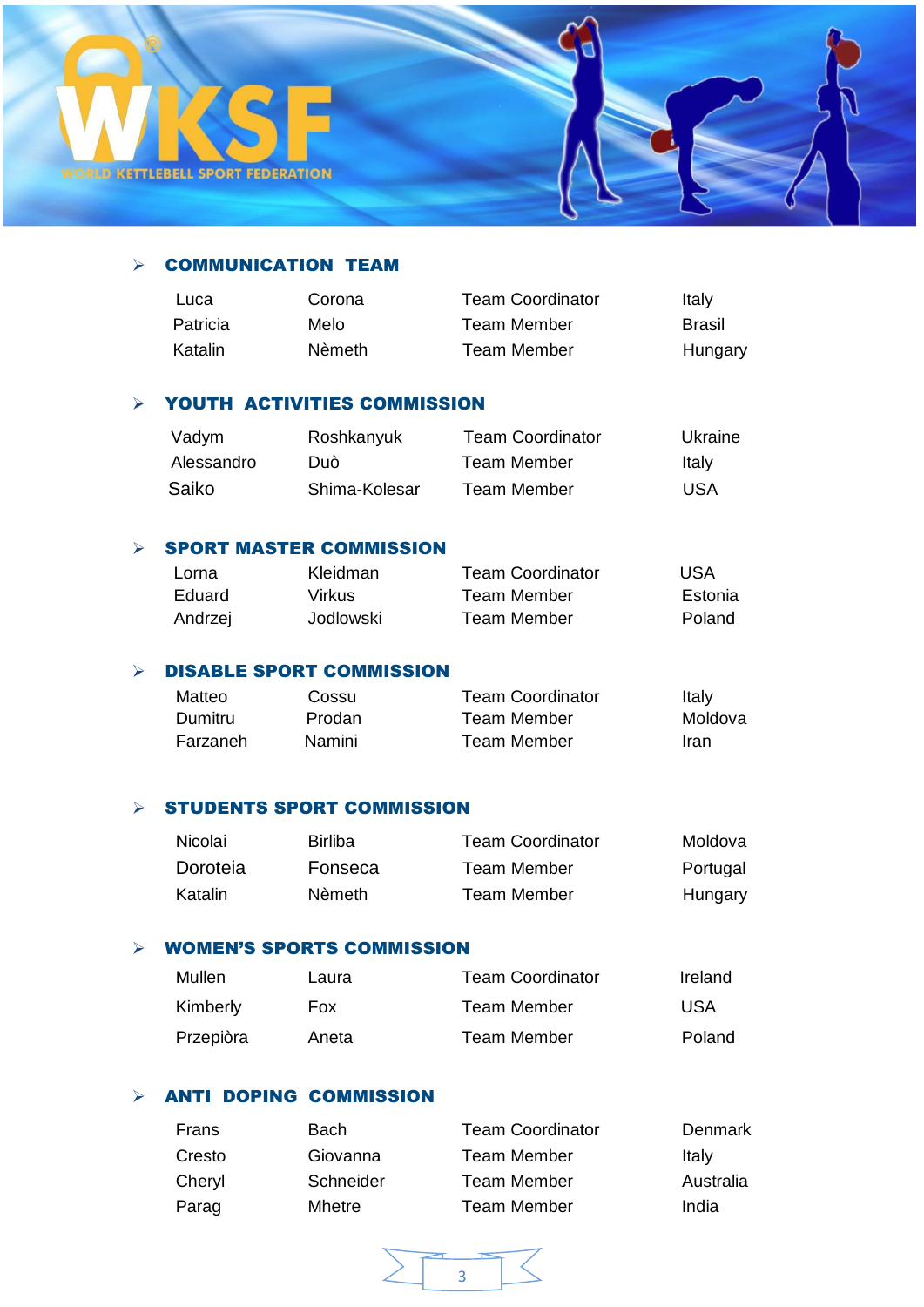## COMMUNICATION TEAM

| | | | |
|---|---|---|---|
| Luca | Corona | Team Coordinator | Italy |
| Patricia | Melo | Team Member | Brasil |
| Katalin | Nèmeth | Team Member | Hungary |

## YOUTH ACTIVITIES COMMISSION

| | | | |
|---|---|---|---|
| Vadym | Roshkanyuk | Team Coordinator | Ukraine |
| Alessandro | Duò | Team Member | Italy |
| Saiko | Shima-Kolesar | Team Member | USA |

## SPORT MASTER COMMISSION

| | | | |
|---|---|---|---|
| Lorna | Kleidman | Team Coordinator | USA |
| Eduard | Virkus | Team Member | Estonia |
| Andrzej | Jodlowski | Team Member | Poland |

## DISABLE SPORT COMMISSION

| | | | |
|---|---|---|---|
| Matteo | Cossu | Team Coordinator | Italy |
| Dumitru | Prodan | Team Member | Moldova |
| Farzaneh | Namini | Team Member | Iran |

## STUDENTS SPORT COMMISSION

| | | | |
|---|---|---|---|
| Nicolai | Birliba | Team Coordinator | Moldova |
| Doroteia | Fonseca | Team Member | Portugal |
| Katalin | Nèmeth | Team Member | Hungary |

## WOMEN'S SPORTS COMMISSION

| | | | |
|---|---|---|---|
| Mullen | Laura | Team Coordinator | Ireland |
| Kimberly | Fox | Team Member | USA |
| Przepiòra | Aneta | Team Member | Poland |

## ANTI DOPING COMMISSION

| | | | |
|---|---|---|---|
| Frans | Bach | Team Coordinator | Denmark |
| Cresto | Giovanna | Team Member | Italy |
| Cheryl | Schneider | Team Member | Australia |
| Parag | Mhetre | Team Member | India |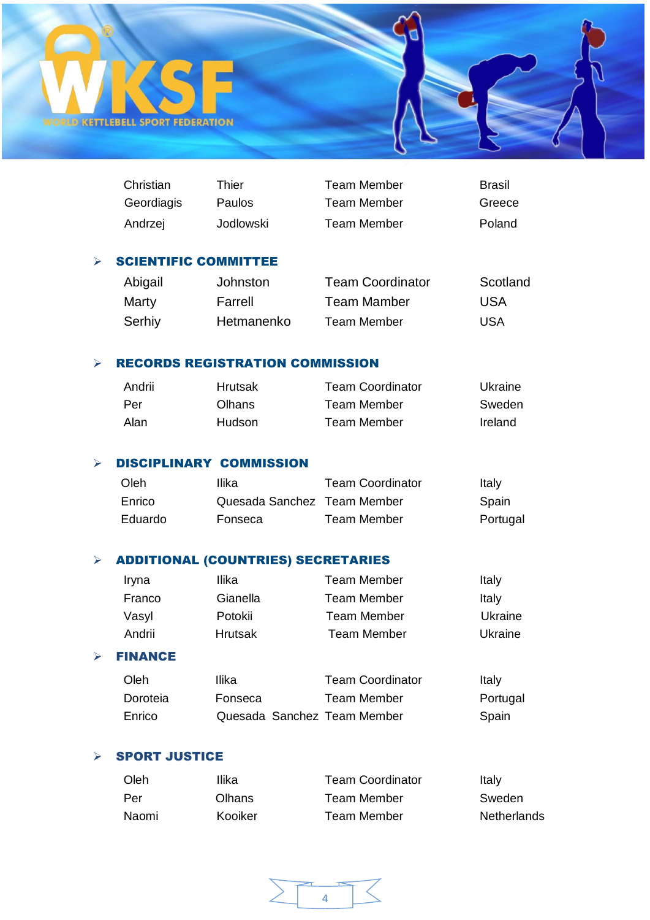| | | | |
|---|---|---|---|
| Christian | Thier | Team Member | Brasil |
| Geordiagis | Paulos | Team Member | Greece |
| Andrzej | Jodlowski | Team Member | Poland |

## SCIENTIFIC COMMITTEE

| | | | |
|---|---|---|---|
| Abigail | Johnston | Team Coordinator | Scotland |
| Marty | Farrell | Team Mamber | USA |
| Serhiy | Hetmanenko | Team Member | USA |

## RECORDS REGISTRATION COMMISSION

| | | | |
|---|---|---|---|
| Andrii | Hrutsak | Team Coordinator | Ukraine |
| Per | Olhans | Team Member | Sweden |
| Alan | Hudson | Team Member | Ireland |

## DISCIPLINARY COMMISSION

| | | | |
|---|---|---|---|
| Oleh | Ilika | Team Coordinator | Italy |
| Enrico | Quesada Sanchez | Team Member | Spain |
| Eduardo | Fonseca | Team Member | Portugal |

## ADDITIONAL (COUNTRIES) SECRETARIES

| | | | |
|---|---|---|---|
| Iryna | Ilika | Team Member | Italy |
| Franco | Gianella | Team Member | Italy |
| Vasyl | Potokii | Team Member | Ukraine |
| Andrii | Hrutsak | Team Member | Ukraine |

## FINANCE

| | | | |
|---|---|---|---|
| Oleh | Ilika | Team Coordinator | Italy |
| Doroteia | Fonseca | Team Member | Portugal |
| Enrico | Quesada Sanchez | Team Member | Spain |

## SPORT JUSTICE

| | | | |
|---|---|---|---|
| Oleh | Ilika | Team Coordinator | Italy |
| Per | Olhans | Team Member | Sweden |
| Naomi | Kooiker | Team Member | Netherlands |